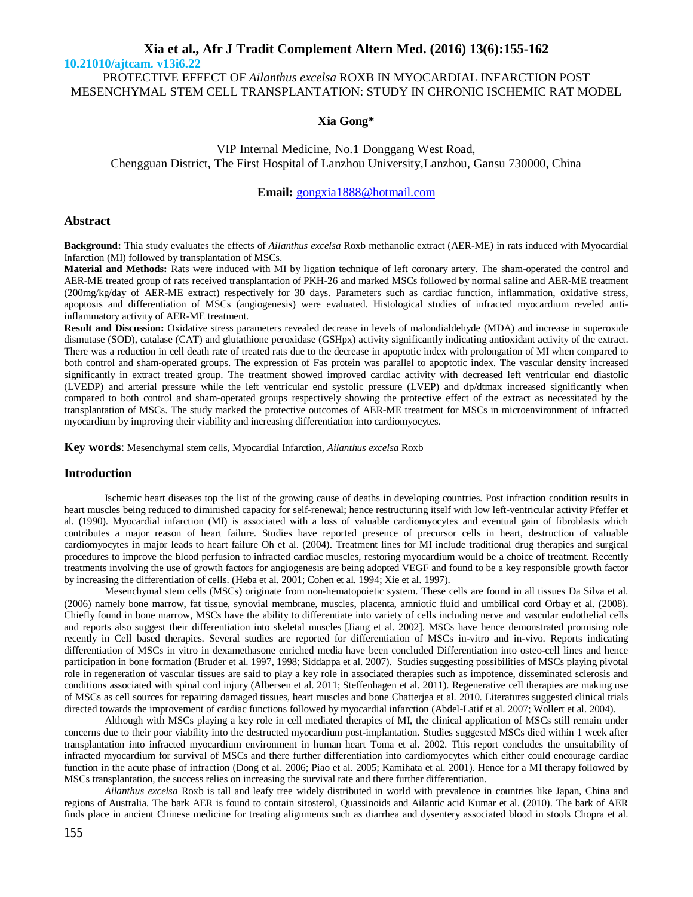10.21010/ajtcam. v13i6.22

# PROTECTIVE EFFECT OF *Ailanthus excelsa* ROXB IN MYOCARDIAL INFARCTION POST MESENCHYMAL STEM CELL TRANSPLANTATION: STUDY IN CHRONIC ISCHEMIC RAT MODEL

**Xia Gong***

VIP Internal Medicine, No.1 Donggang West Road,
Chengguan District, The First Hospital of Lanzhou University,Lanzhou, Gansu 730000, China

**Email:** gongxia1888@hotmail.com

## Abstract

**Background:** Thia study evaluates the effects of *Ailanthus excelsa* Roxb methanolic extract (AER-ME) in rats induced with Myocardial Infarction (MI) followed by transplantation of MSCs.

**Material and Methods:** Rats were induced with MI by ligation technique of left coronary artery. The sham-operated the control and AER-ME treated group of rats received transplantation of PKH-26 and marked MSCs followed by normal saline and AER-ME treatment (200mg/kg/day of AER-ME extract) respectively for 30 days. Parameters such as cardiac function, inflammation, oxidative stress, apoptosis and differentiation of MSCs (angiogenesis) were evaluated. Histological studies of infracted myocardium reveled anti-inflammatory activity of AER-ME treatment.

**Result and Discussion:** Oxidative stress parameters revealed decrease in levels of malondialdehyde (MDA) and increase in superoxide dismutase (SOD), catalase (CAT) and glutathione peroxidase (GSHpx) activity significantly indicating antioxidant activity of the extract. There was a reduction in cell death rate of treated rats due to the decrease in apoptotic index with prolongation of MI when compared to both control and sham-operated groups. The expression of Fas protein was parallel to apoptotic index. The vascular density increased significantly in extract treated group. The treatment showed improved cardiac activity with decreased left ventricular end diastolic (LVEDP) and arterial pressure while the left ventricular end systolic pressure (LVEP) and dp/dtmax increased significantly when compared to both control and sham-operated groups respectively showing the protective effect of the extract as necessitated by the transplantation of MSCs. The study marked the protective outcomes of AER-ME treatment for MSCs in microenvironment of infracted myocardium by improving their viability and increasing differentiation into cardiomyocytes.

**Key words**: Mesenchymal stem cells, Myocardial Infarction, *Ailanthus excelsa* Roxb

## Introduction

Ischemic heart diseases top the list of the growing cause of deaths in developing countries. Post infraction condition results in heart muscles being reduced to diminished capacity for self-renewal; hence restructuring itself with low left-ventricular activity Pfeffer et al. (1990). Myocardial infarction (MI) is associated with a loss of valuable cardiomyocytes and eventual gain of fibroblasts which contributes a major reason of heart failure. Studies have reported presence of precursor cells in heart, destruction of valuable cardiomyocytes in major leads to heart failure Oh et al. (2004). Treatment lines for MI include traditional drug therapies and surgical procedures to improve the blood perfusion to infracted cardiac muscles, restoring myocardium would be a choice of treatment. Recently treatments involving the use of growth factors for angiogenesis are being adopted VEGF and found to be a key responsible growth factor by increasing the differentiation of cells. (Heba et al. 2001; Cohen et al. 1994; Xie et al. 1997).

Mesenchymal stem cells (MSCs) originate from non-hematopoietic system. These cells are found in all tissues Da Silva et al. (2006) namely bone marrow, fat tissue, synovial membrane, muscles, placenta, amniotic fluid and umbilical cord Orbay et al. (2008). Chiefly found in bone marrow, MSCs have the ability to differentiate into variety of cells including nerve and vascular endothelial cells and reports also suggest their differentiation into skeletal muscles [Jiang et al. 2002]. MSCs have hence demonstrated promising role recently in Cell based therapies. Several studies are reported for differentiation of MSCs in-vitro and in-vivo. Reports indicating differentiation of MSCs in vitro in dexamethasone enriched media have been concluded Differentiation into osteo-cell lines and hence participation in bone formation (Bruder et al. 1997, 1998; Siddappa et al. 2007). Studies suggesting possibilities of MSCs playing pivotal role in regeneration of vascular tissues are said to play a key role in associated therapies such as impotence, disseminated sclerosis and conditions associated with spinal cord injury (Albersen et al. 2011; Steffenhagen et al. 2011). Regenerative cell therapies are making use of MSCs as cell sources for repairing damaged tissues, heart muscles and bone Chatterjea et al. 2010. Literatures suggested clinical trials directed towards the improvement of cardiac functions followed by myocardial infarction (Abdel-Latif et al. 2007; Wollert et al. 2004).

Although with MSCs playing a key role in cell mediated therapies of MI, the clinical application of MSCs still remain under concerns due to their poor viability into the destructed myocardium post-implantation. Studies suggested MSCs died within 1 week after transplantation into infracted myocardium environment in human heart Toma et al. 2002. This report concludes the unsuitability of infracted myocardium for survival of MSCs and there further differentiation into cardiomyocytes which either could encourage cardiac function in the acute phase of infraction (Dong et al. 2006; Piao et al. 2005; Kamihata et al. 2001). Hence for a MI therapy followed by MSCs transplantation, the success relies on increasing the survival rate and there further differentiation.

*Ailanthus excelsa* Roxb is tall and leafy tree widely distributed in world with prevalence in countries like Japan, China and regions of Australia. The bark AER is found to contain sitosterol, Quassinoids and Ailantic acid Kumar et al. (2010). The bark of AER finds place in ancient Chinese medicine for treating alignments such as diarrhea and dysentery associated blood in stools Chopra et al.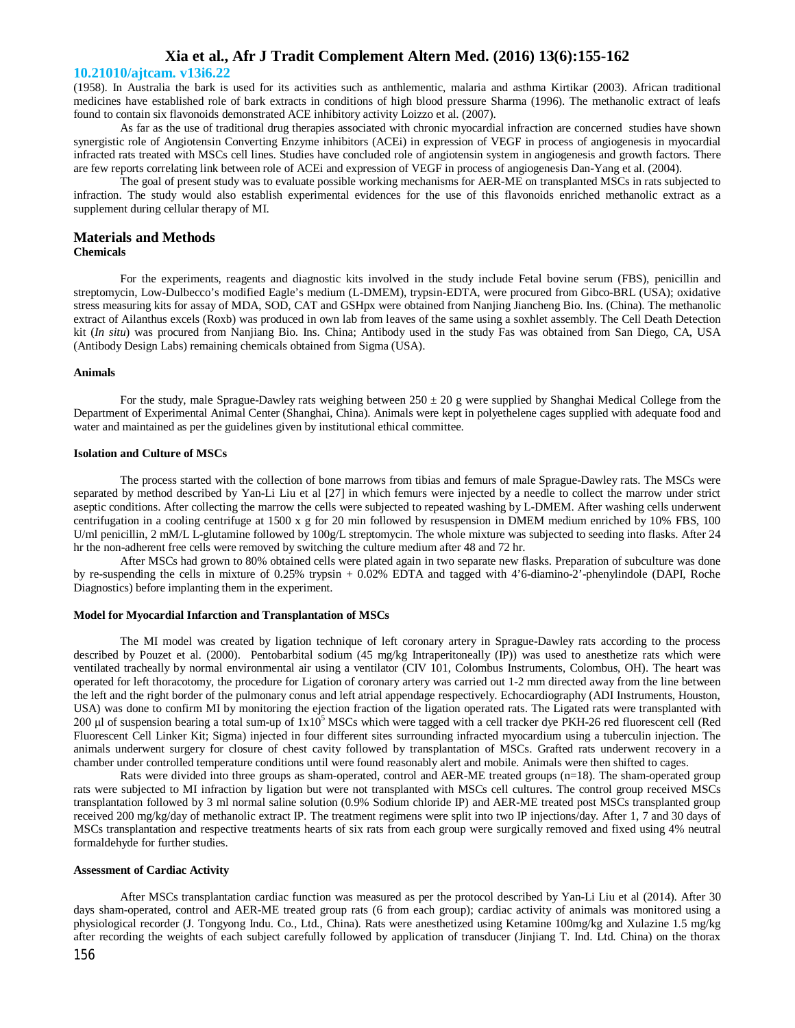(1958). In Australia the bark is used for its activities such as anthlementic, malaria and asthma Kirtikar (2003). African traditional medicines have established role of bark extracts in conditions of high blood pressure Sharma (1996). The methanolic extract of leafs found to contain six flavonoids demonstrated ACE inhibitory activity Loizzo et al. (2007).

As far as the use of traditional drug therapies associated with chronic myocardial infraction are concerned studies have shown synergistic role of Angiotensin Converting Enzyme inhibitors (ACEi) in expression of VEGF in process of angiogenesis in myocardial infracted rats treated with MSCs cell lines. Studies have concluded role of angiotensin system in angiogenesis and growth factors. There are few reports correlating link between role of ACEi and expression of VEGF in process of angiogenesis Dan-Yang et al. (2004).

The goal of present study was to evaluate possible working mechanisms for AER-ME on transplanted MSCs in rats subjected to infraction. The study would also establish experimental evidences for the use of this flavonoids enriched methanolic extract as a supplement during cellular therapy of MI.

## Materials and Methods

### Chemicals

For the experiments, reagents and diagnostic kits involved in the study include Fetal bovine serum (FBS), penicillin and streptomycin, Low-Dulbecco's modified Eagle's medium (L-DMEM), trypsin-EDTA, were procured from Gibco-BRL (USA); oxidative stress measuring kits for assay of MDA, SOD, CAT and GSHpx were obtained from Nanjing Jiancheng Bio. Ins. (China). The methanolic extract of Ailanthus excels (Roxb) was produced in own lab from leaves of the same using a soxhlet assembly. The Cell Death Detection kit (*In situ*) was procured from Nanjiang Bio. Ins. China; Antibody used in the study Fas was obtained from San Diego, CA, USA (Antibody Design Labs) remaining chemicals obtained from Sigma (USA).

### Animals

For the study, male Sprague-Dawley rats weighing between 250 ± 20 g were supplied by Shanghai Medical College from the Department of Experimental Animal Center (Shanghai, China). Animals were kept in polyethelene cages supplied with adequate food and water and maintained as per the guidelines given by institutional ethical committee.

### Isolation and Culture of MSCs

The process started with the collection of bone marrows from tibias and femurs of male Sprague-Dawley rats. The MSCs were separated by method described by Yan-Li Liu et al [27] in which femurs were injected by a needle to collect the marrow under strict aseptic conditions. After collecting the marrow the cells were subjected to repeated washing by L-DMEM. After washing cells underwent centrifugation in a cooling centrifuge at 1500 x g for 20 min followed by resuspension in DMEM medium enriched by 10% FBS, 100 U/ml penicillin, 2 mM/L L-glutamine followed by 100g/L streptomycin. The whole mixture was subjected to seeding into flasks. After 24 hr the non-adherent free cells were removed by switching the culture medium after 48 and 72 hr.

After MSCs had grown to 80% obtained cells were plated again in two separate new flasks. Preparation of subculture was done by re-suspending the cells in mixture of 0.25% trypsin + 0.02% EDTA and tagged with 4'6-diamino-2'-phenylindole (DAPI, Roche Diagnostics) before implanting them in the experiment.

### Model for Myocardial Infarction and Transplantation of MSCs

The MI model was created by ligation technique of left coronary artery in Sprague-Dawley rats according to the process described by Pouzet et al. (2000). Pentobarbital sodium (45 mg/kg Intraperitoneally (IP)) was used to anesthetize rats which were ventilated tracheally by normal environmental air using a ventilator (CIV 101, Colombus Instruments, Colombus, OH). The heart was operated for left thoracotomy, the procedure for Ligation of coronary artery was carried out 1-2 mm directed away from the line between the left and the right border of the pulmonary conus and left atrial appendage respectively. Echocardiography (ADI Instruments, Houston, USA) was done to confirm MI by monitoring the ejection fraction of the ligation operated rats. The Ligated rats were transplanted with 200 μl of suspension bearing a total sum-up of $1x10^5$ MSCs which were tagged with a cell tracker dye PKH-26 red fluorescent cell (Red Fluorescent Cell Linker Kit; Sigma) injected in four different sites surrounding infracted myocardium using a tuberculin injection. The animals underwent surgery for closure of chest cavity followed by transplantation of MSCs. Grafted rats underwent recovery in a chamber under controlled temperature conditions until were found reasonably alert and mobile. Animals were then shifted to cages.

Rats were divided into three groups as sham-operated, control and AER-ME treated groups (n=18). The sham-operated group rats were subjected to MI infraction by ligation but were not transplanted with MSCs cell cultures. The control group received MSCs transplantation followed by 3 ml normal saline solution (0.9% Sodium chloride IP) and AER-ME treated post MSCs transplanted group received 200 mg/kg/day of methanolic extract IP. The treatment regimens were split into two IP injections/day. After 1, 7 and 30 days of MSCs transplantation and respective treatments hearts of six rats from each group were surgically removed and fixed using 4% neutral formaldehyde for further studies.

### Assessment of Cardiac Activity

After MSCs transplantation cardiac function was measured as per the protocol described by Yan-Li Liu et al (2014). After 30 days sham-operated, control and AER-ME treated group rats (6 from each group); cardiac activity of animals was monitored using a physiological recorder (J. Tongyong Indu. Co., Ltd., China). Rats were anesthetized using Ketamine 100mg/kg and Xulazine 1.5 mg/kg after recording the weights of each subject carefully followed by application of transducer (Jinjiang T. Ind. Ltd. China) on the thorax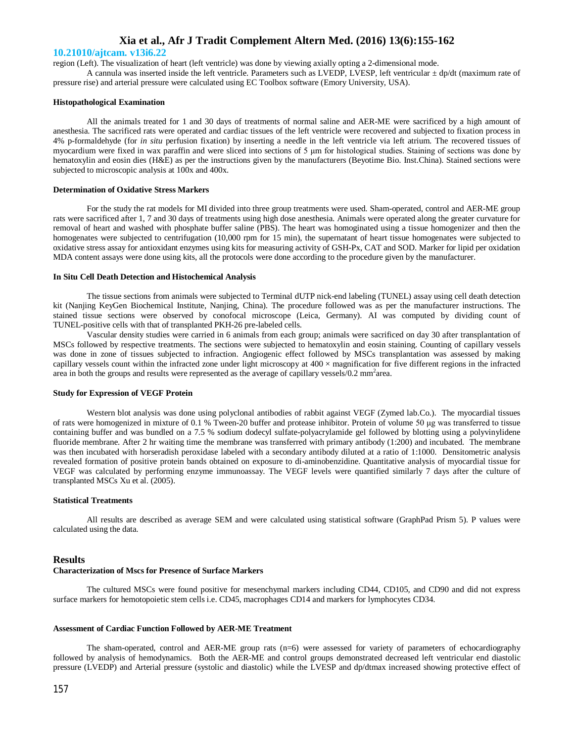region (Left). The visualization of heart (left ventricle) was done by viewing axially opting a 2-dimensional mode.

A cannula was inserted inside the left ventricle. Parameters such as LVEDP, LVESP, left ventricular ± dp/dt (maximum rate of pressure rise) and arterial pressure were calculated using EC Toolbox software (Emory University, USA).

#### Histopathological Examination

All the animals treated for 1 and 30 days of treatments of normal saline and AER-ME were sacrificed by a high amount of anesthesia. The sacrificed rats were operated and cardiac tissues of the left ventricle were recovered and subjected to fixation process in 4% p-formaldehyde (for *in situ* perfusion fixation) by inserting a needle in the left ventricle via left atrium. The recovered tissues of myocardium were fixed in wax paraffin and were sliced into sections of 5 μm for histological studies. Staining of sections was done by hematoxylin and eosin dies (H&E) as per the instructions given by the manufacturers (Beyotime Bio. Inst.China). Stained sections were subjected to microscopic analysis at 100x and 400x.

#### Determination of Oxidative Stress Markers

For the study the rat models for MI divided into three group treatments were used. Sham-operated, control and AER-ME group rats were sacrificed after 1, 7 and 30 days of treatments using high dose anesthesia. Animals were operated along the greater curvature for removal of heart and washed with phosphate buffer saline (PBS). The heart was homoginated using a tissue homogenizer and then the homogenates were subjected to centrifugation (10,000 rpm for 15 min), the supernatant of heart tissue homogenates were subjected to oxidative stress assay for antioxidant enzymes using kits for measuring activity of GSH-Px, CAT and SOD. Marker for lipid per oxidation MDA content assays were done using kits, all the protocols were done according to the procedure given by the manufacturer.

#### In Situ Cell Death Detection and Histochemical Analysis

The tissue sections from animals were subjected to Terminal dUTP nick-end labeling (TUNEL) assay using cell death detection kit (Nanjing KeyGen Biochemical Institute, Nanjing, China). The procedure followed was as per the manufacturer instructions. The stained tissue sections were observed by conofocal microscope (Leica, Germany). AI was computed by dividing count of TUNEL-positive cells with that of transplanted PKH-26 pre-labeled cells.

Vascular density studies were carried in 6 animals from each group; animals were sacrificed on day 30 after transplantation of MSCs followed by respective treatments. The sections were subjected to hematoxylin and eosin staining. Counting of capillary vessels was done in zone of tissues subjected to infraction. Angiogenic effect followed by MSCs transplantation was assessed by making capillary vessels count within the infracted zone under light microscopy at 400 × magnification for five different regions in the infracted area in both the groups and results were represented as the average of capillary vessels/0.2 $mm^2$area.

#### Study for Expression of VEGF Protein

Western blot analysis was done using polyclonal antibodies of rabbit against VEGF (Zymed lab.Co.). The myocardial tissues of rats were homogenized in mixture of 0.1 % Tween-20 buffer and protease inhibitor. Protein of volume 50 μg was transferred to tissue containing buffer and was bundled on a 7.5 % sodium dodecyl sulfate-polyacrylamide gel followed by blotting using a polyvinylidene fluoride membrane. After 2 hr waiting time the membrane was transferred with primary antibody (1:200) and incubated. The membrane was then incubated with horseradish peroxidase labeled with a secondary antibody diluted at a ratio of 1:1000. Densitometric analysis revealed formation of positive protein bands obtained on exposure to di-aminobenzidine. Quantitative analysis of myocardial tissue for VEGF was calculated by performing enzyme immunoassay. The VEGF levels were quantified similarly 7 days after the culture of transplanted MSCs Xu et al. (2005).

#### Statistical Treatments

All results are described as average SEM and were calculated using statistical software (GraphPad Prism 5). P values were calculated using the data.

## Results

#### Characterization of Mscs for Presence of Surface Markers

The cultured MSCs were found positive for mesenchymal markers including CD44, CD105, and CD90 and did not express surface markers for hemotopoietic stem cells i.e. CD45, macrophages CD14 and markers for lymphocytes CD34.

#### Assessment of Cardiac Function Followed by AER-ME Treatment

The sham-operated, control and AER-ME group rats (n=6) were assessed for variety of parameters of echocardiography followed by analysis of hemodynamics. Both the AER-ME and control groups demonstrated decreased left ventricular end diastolic pressure (LVEDP) and Arterial pressure (systolic and diastolic) while the LVESP and dp/dtmax increased showing protective effect of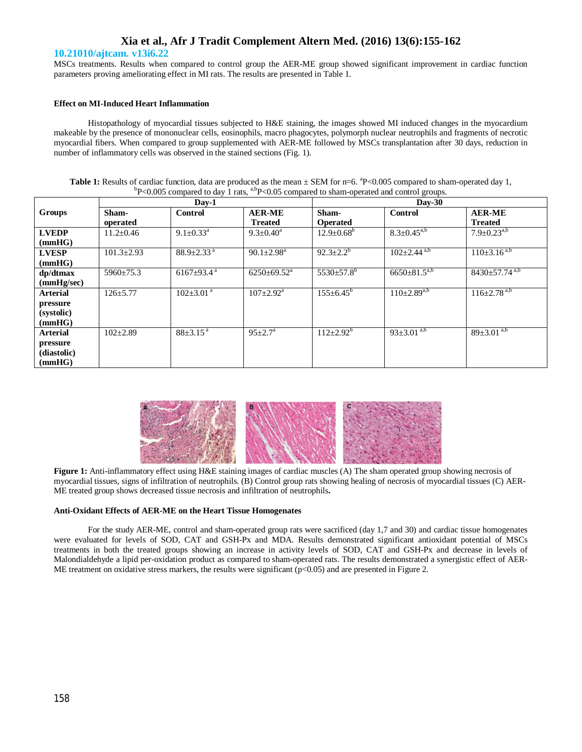MSCs treatments. Results when compared to control group the AER-ME group showed significant improvement in cardiac function parameters proving ameliorating effect in MI rats. The results are presented in Table 1.

**Effect on MI-Induced Heart Inflammation**

Histopathology of myocardial tissues subjected to H&E staining, the images showed MI induced changes in the myocardium makeable by the presence of mononuclear cells, eosinophils, macro phagocytes, polymorph nuclear neutrophils and fragments of necrotic myocardial fibers. When compared to group supplemented with AER-ME followed by MSCs transplantation after 30 days, reduction in number of inflammatory cells was observed in the stained sections (Fig. 1).

**Table 1:** Results of cardiac function, data are produced as the mean ± SEM for n=6. $^{a}$P<0.005 compared to sham-operated day 1, $^{b}$P<0.005 compared to day 1 rats, $^{a,b}$P<0.05 compared to sham-operated and control groups.

| Groups | Day-1 | | | Day-30 | | |
|---|---|---|---|---|---|---|
| | Sham-operated | Control | AER-ME Treated | Sham-Operated | Control | AER-ME Treated |
| **LVEDP (mmHG)** | 11.2±0.46 | 9.1±0.33$^{a}$ | 9.3±0.40$^{a}$ | 12.9±0.68$^{b}$ | 8.3±0.45$^{a,b}$ | 7.9±0.23$^{a,b}$ |
| **LVESP (mmHG)** | 101.3±2.93 | 88.9±2.33$^{a}$ | 90.1±2.98$^{a}$ | 92.3±2.2$^{b}$ | 102±2.44$^{a,b}$ | 110±3.16$^{a,b}$ |
| **dp/dtmax (mmHg/sec)** | 5960±75.3 | 6167±93.4$^{a}$ | 6250±69.52$^{a}$ | 5530±57.8$^{b}$ | 6650±81.5$^{a,b}$ | 8430±57.74$^{a,b}$ |
| **Arterial pressure (systolic) (mmHG)** | 126±5.77 | 102±3.01$^{a}$ | 107±2.92$^{a}$ | 155±6.45$^{b}$ | 110±2.89$^{a,b}$ | 116±2.78$^{a,b}$ |
| **Arterial pressure (diastolic) (mmHG)** | 102±2.89 | 88±3.15$^{a}$ | 95±2.7$^{a}$ | 112±2.92$^{b}$ | 93±3.01$^{a,b}$ | 89±3.01$^{a,b}$ |

**Figure 1:** Anti-inflammatory effect using H&E staining images of cardiac muscles (A) The sham operated group showing necrosis of myocardial tissues, signs of infiltration of neutrophils. (B) Control group rats showing healing of necrosis of myocardial tissues (C) AER-ME treated group shows decreased tissue necrosis and infiltration of neutrophils**.**

**Anti-Oxidant Effects of AER-ME on the Heart Tissue Homogenates**

For the study AER-ME, control and sham-operated group rats were sacrificed (day 1,7 and 30) and cardiac tissue homogenates were evaluated for levels of SOD, CAT and GSH-Px and MDA. Results demonstrated significant antioxidant potential of MSCs treatments in both the treated groups showing an increase in activity levels of SOD, CAT and GSH-Px and decrease in levels of Malondialdehyde a lipid per-oxidation product as compared to sham-operated rats. The results demonstrated a synergistic effect of AER-ME treatment on oxidative stress markers, the results were significant ($p<0.05$) and are presented in Figure 2.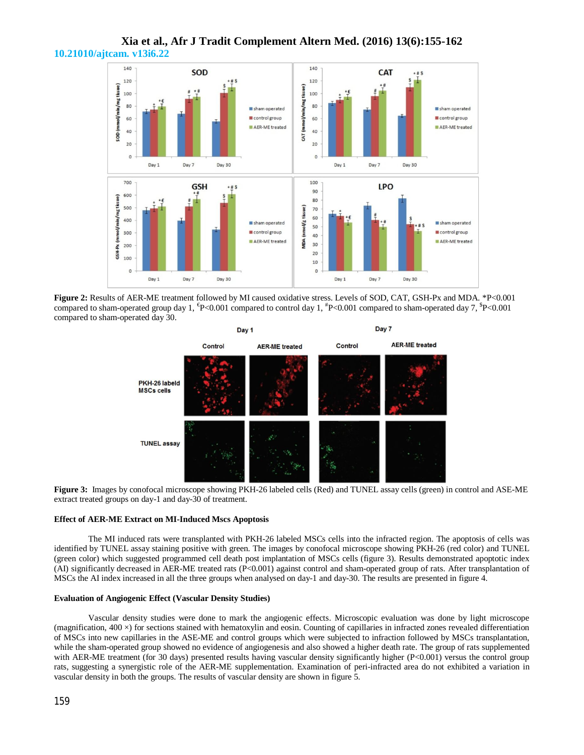**Figure 2:** Results of AER-ME treatment followed by MI caused oxidative stress. Levels of SOD, CAT, GSH-Px and MDA. *P<0.001 compared to sham-operated group day 1, €P<0.001 compared to control day 1, #P<0.001 compared to sham-operated day 7, $P<0.001 compared to sham-operated day 30.

**Figure 3:** Images by conofocal microscope showing PKH-26 labeled cells (Red) and TUNEL assay cells (green) in control and ASE-ME extract treated groups on day-1 and day-30 of treatment.

### Effect of AER-ME Extract on MI-Induced Mscs Apoptosis

The MI induced rats were transplanted with PKH-26 labeled MSCs cells into the infracted region. The apoptosis of cells was identified by TUNEL assay staining positive with green. The images by conofocal microscope showing PKH-26 (red color) and TUNEL (green color) which suggested programmed cell death post implantation of MSCs cells (figure 3). Results demonstrated apoptotic index (AI) significantly decreased in AER-ME treated rats (P<0.001) against control and sham-operated group of rats. After transplantation of MSCs the AI index increased in all the three groups when analysed on day-1 and day-30. The results are presented in figure 4.

### Evaluation of Angiogenic Effect (Vascular Density Studies)

Vascular density studies were done to mark the angiogenic effects. Microscopic evaluation was done by light microscope (magnification, 400 ×) for sections stained with hematoxylin and eosin. Counting of capillaries in infracted zones revealed differentiation of MSCs into new capillaries in the ASE-ME and control groups which were subjected to infraction followed by MSCs transplantation, while the sham-operated group showed no evidence of angiogenesis and also showed a higher death rate. The group of rats supplemented with AER-ME treatment (for 30 days) presented results having vascular density significantly higher (P<0.001) versus the control group rats, suggesting a synergistic role of the AER-ME supplementation. Examination of peri-infracted area do not exhibited a variation in vascular density in both the groups. The results of vascular density are shown in figure 5.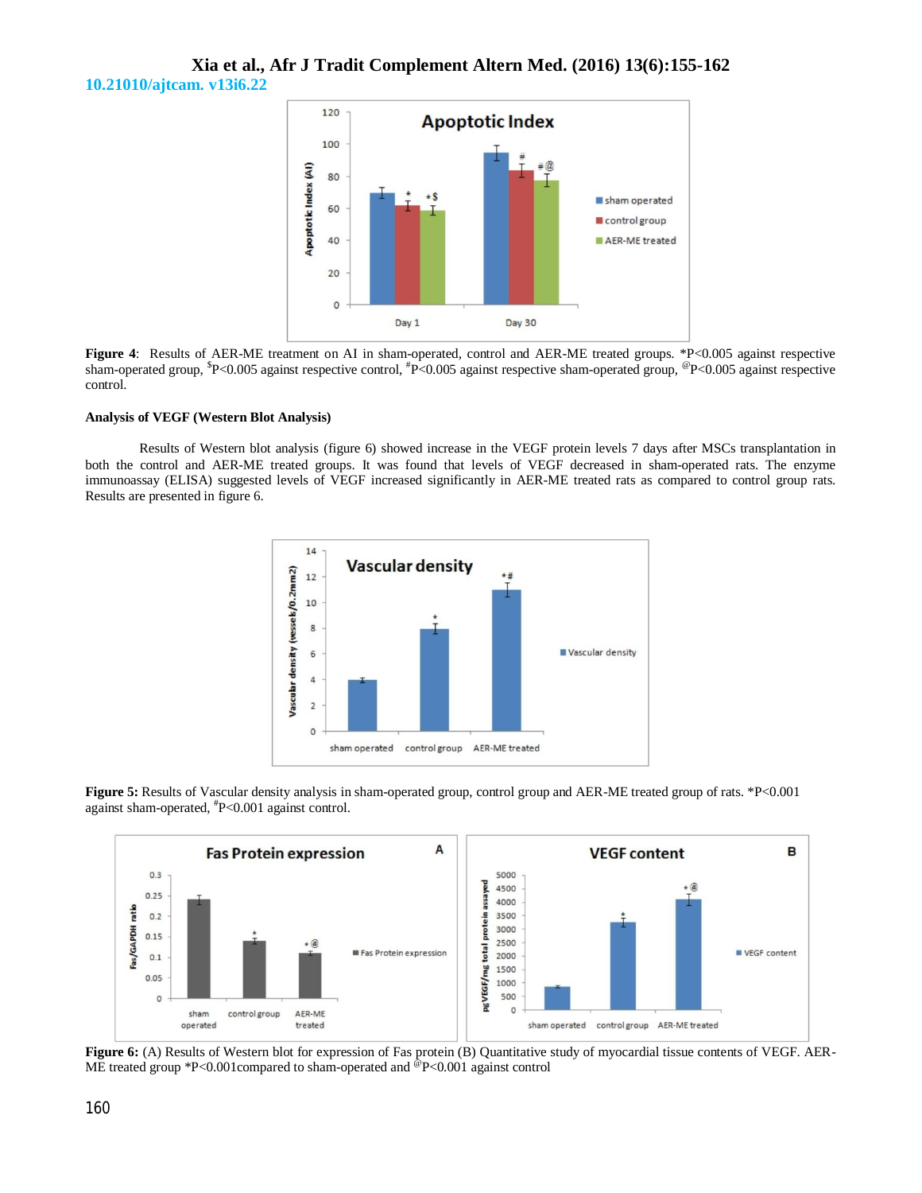**Figure 4**: Results of AER-ME treatment on AI in sham-operated, control and AER-ME treated groups. *P<0.005 against respective sham-operated group, $P<0.005 against respective control, #P<0.005 against respective sham-operated group, @P<0.005 against respective control.

#### Analysis of VEGF (Western Blot Analysis)

Results of Western blot analysis (figure 6) showed increase in the VEGF protein levels 7 days after MSCs transplantation in both the control and AER-ME treated groups. It was found that levels of VEGF decreased in sham-operated rats. The enzyme immunoassay (ELISA) suggested levels of VEGF increased significantly in AER-ME treated rats as compared to control group rats. Results are presented in figure 6.

**Figure 5:** Results of Vascular density analysis in sham-operated group, control group and AER-ME treated group of rats. *P<0.001 against sham-operated, #P<0.001 against control.

**Figure 6:** (A) Results of Western blot for expression of Fas protein (B) Quantitative study of myocardial tissue contents of VEGF. AER-ME treated group *P<0.001compared to sham-operated and @P<0.001 against control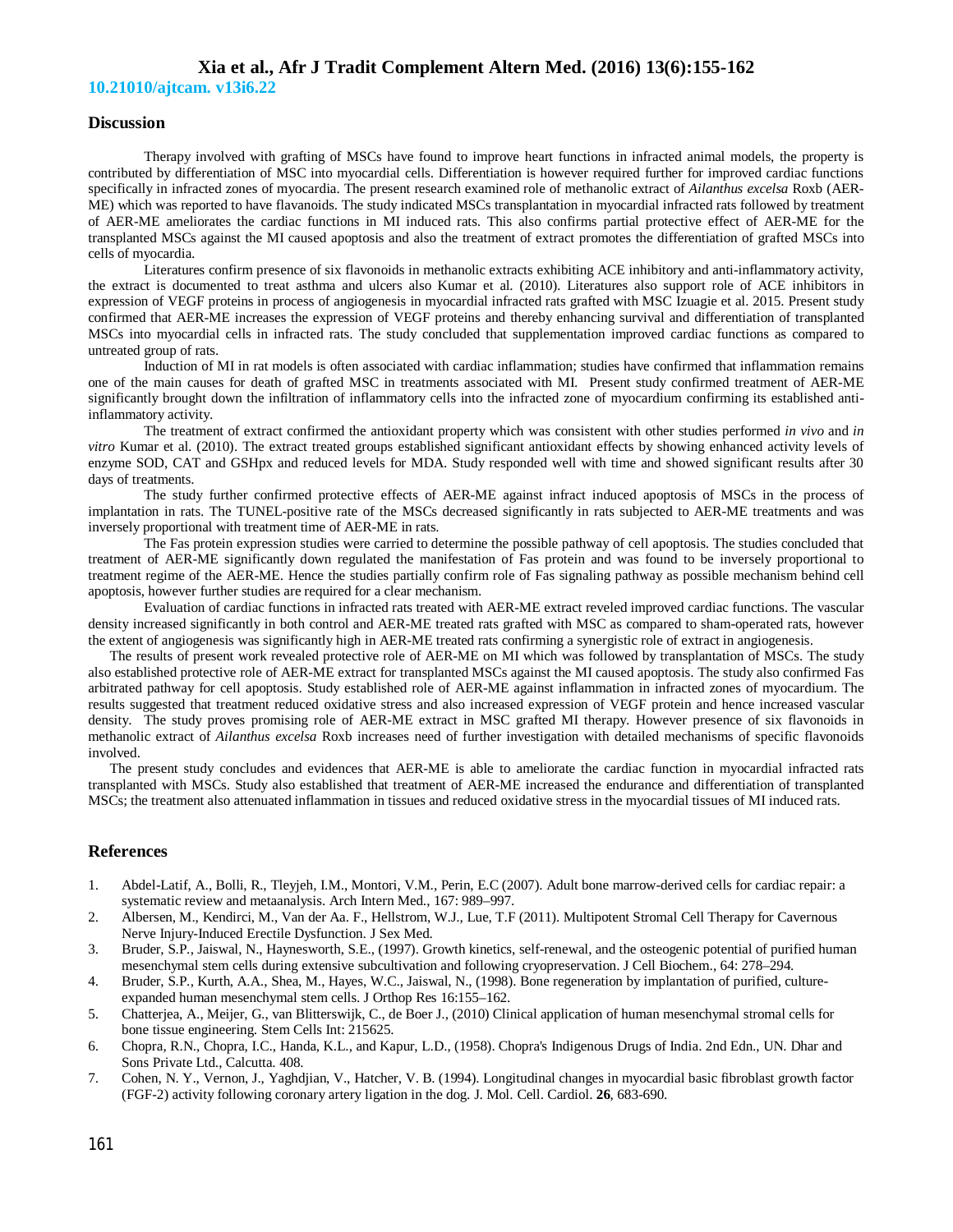## Discussion

Therapy involved with grafting of MSCs have found to improve heart functions in infracted animal models, the property is contributed by differentiation of MSC into myocardial cells. Differentiation is however required further for improved cardiac functions specifically in infracted zones of myocardia. The present research examined role of methanolic extract of *Ailanthus excelsa* Roxb (AER-ME) which was reported to have flavanoids. The study indicated MSCs transplantation in myocardial infracted rats followed by treatment of AER-ME ameliorates the cardiac functions in MI induced rats. This also confirms partial protective effect of AER-ME for the transplanted MSCs against the MI caused apoptosis and also the treatment of extract promotes the differentiation of grafted MSCs into cells of myocardia.

Literatures confirm presence of six flavonoids in methanolic extracts exhibiting ACE inhibitory and anti-inflammatory activity, the extract is documented to treat asthma and ulcers also Kumar et al. (2010). Literatures also support role of ACE inhibitors in expression of VEGF proteins in process of angiogenesis in myocardial infracted rats grafted with MSC Izuagie et al. 2015. Present study confirmed that AER-ME increases the expression of VEGF proteins and thereby enhancing survival and differentiation of transplanted MSCs into myocardial cells in infracted rats. The study concluded that supplementation improved cardiac functions as compared to untreated group of rats.

Induction of MI in rat models is often associated with cardiac inflammation; studies have confirmed that inflammation remains one of the main causes for death of grafted MSC in treatments associated with MI. Present study confirmed treatment of AER-ME significantly brought down the infiltration of inflammatory cells into the infracted zone of myocardium confirming its established anti-inflammatory activity.

The treatment of extract confirmed the antioxidant property which was consistent with other studies performed *in vivo* and *in vitro* Kumar et al. (2010). The extract treated groups established significant antioxidant effects by showing enhanced activity levels of enzyme SOD, CAT and GSHpx and reduced levels for MDA. Study responded well with time and showed significant results after 30 days of treatments.

The study further confirmed protective effects of AER-ME against infract induced apoptosis of MSCs in the process of implantation in rats. The TUNEL-positive rate of the MSCs decreased significantly in rats subjected to AER-ME treatments and was inversely proportional with treatment time of AER-ME in rats.

The Fas protein expression studies were carried to determine the possible pathway of cell apoptosis. The studies concluded that treatment of AER-ME significantly down regulated the manifestation of Fas protein and was found to be inversely proportional to treatment regime of the AER-ME. Hence the studies partially confirm role of Fas signaling pathway as possible mechanism behind cell apoptosis, however further studies are required for a clear mechanism.

Evaluation of cardiac functions in infracted rats treated with AER-ME extract reveled improved cardiac functions. The vascular density increased significantly in both control and AER-ME treated rats grafted with MSC as compared to sham-operated rats, however the extent of angiogenesis was significantly high in AER-ME treated rats confirming a synergistic role of extract in angiogenesis.

The results of present work revealed protective role of AER-ME on MI which was followed by transplantation of MSCs. The study also established protective role of AER-ME extract for transplanted MSCs against the MI caused apoptosis. The study also confirmed Fas arbitrated pathway for cell apoptosis. Study established role of AER-ME against inflammation in infracted zones of myocardium. The results suggested that treatment reduced oxidative stress and also increased expression of VEGF protein and hence increased vascular density. The study proves promising role of AER-ME extract in MSC grafted MI therapy. However presence of six flavonoids in methanolic extract of *Ailanthus excelsa* Roxb increases need of further investigation with detailed mechanisms of specific flavonoids involved.

The present study concludes and evidences that AER-ME is able to ameliorate the cardiac function in myocardial infracted rats transplanted with MSCs. Study also established that treatment of AER-ME increased the endurance and differentiation of transplanted MSCs; the treatment also attenuated inflammation in tissues and reduced oxidative stress in the myocardial tissues of MI induced rats.

## References

1. Abdel-Latif, A., Bolli, R., Tleyjeh, I.M., Montori, V.M., Perin, E.C (2007). Adult bone marrow-derived cells for cardiac repair: a systematic review and metaanalysis. Arch Intern Med., 167: 989–997.
2. Albersen, M., Kendirci, M., Van der Aa. F., Hellstrom, W.J., Lue, T.F (2011). Multipotent Stromal Cell Therapy for Cavernous Nerve Injury-Induced Erectile Dysfunction. J Sex Med.
3. Bruder, S.P., Jaiswal, N., Haynesworth, S.E., (1997). Growth kinetics, self-renewal, and the osteogenic potential of purified human mesenchymal stem cells during extensive subcultivation and following cryopreservation. J Cell Biochem., 64: 278–294.
4. Bruder, S.P., Kurth, A.A., Shea, M., Hayes, W.C., Jaiswal, N., (1998). Bone regeneration by implantation of purified, culture-expanded human mesenchymal stem cells. J Orthop Res 16:155–162.
5. Chatterjea, A., Meijer, G., van Blitterswijk, C., de Boer J., (2010) Clinical application of human mesenchymal stromal cells for bone tissue engineering. Stem Cells Int: 215625.
6. Chopra, R.N., Chopra, I.C., Handa, K.L., and Kapur, L.D., (1958). Chopra's Indigenous Drugs of India. 2nd Edn., UN. Dhar and Sons Private Ltd., Calcutta. 408.
7. Cohen, N. Y., Vernon, J., Yaghdjian, V., Hatcher, V. B. (1994). Longitudinal changes in myocardial basic fibroblast growth factor (FGF-2) activity following coronary artery ligation in the dog. J. Mol. Cell. Cardiol. **26**, 683-690.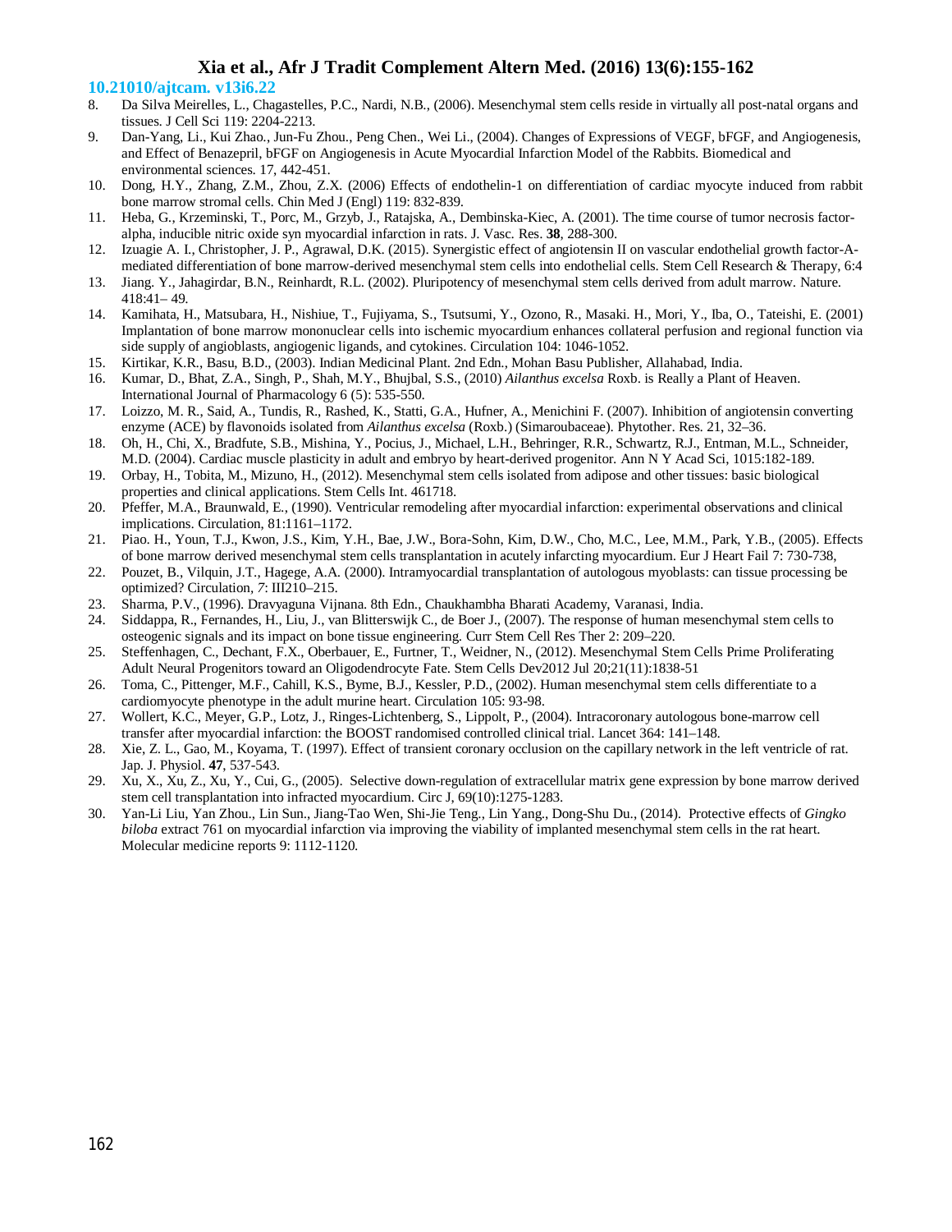8. Da Silva Meirelles, L., Chagastelles, P.C., Nardi, N.B., (2006). Mesenchymal stem cells reside in virtually all post-natal organs and tissues. J Cell Sci 119: 2204-2213.
9. Dan-Yang, Li., Kui Zhao., Jun-Fu Zhou., Peng Chen., Wei Li., (2004). Changes of Expressions of VEGF, bFGF, and Angiogenesis, and Effect of Benazepril, bFGF on Angiogenesis in Acute Myocardial Infarction Model of the Rabbits. Biomedical and environmental sciences. 17, 442-451.
10. Dong, H.Y., Zhang, Z.M., Zhou, Z.X. (2006) Effects of endothelin-1 on differentiation of cardiac myocyte induced from rabbit bone marrow stromal cells. Chin Med J (Engl) 119: 832-839.
11. Heba, G., Krzeminski, T., Porc, M., Grzyb, J., Ratajska, A., Dembinska-Kiec, A. (2001). The time course of tumor necrosis factor-alpha, inducible nitric oxide syn myocardial infarction in rats. J. Vasc. Res. **38**, 288-300.
12. Izuagie A. I., Christopher, J. P., Agrawal, D.K. (2015). Synergistic effect of angiotensin II on vascular endothelial growth factor-A-mediated differentiation of bone marrow-derived mesenchymal stem cells into endothelial cells. Stem Cell Research & Therapy, 6:4
13. Jiang. Y., Jahagirdar, B.N., Reinhardt, R.L. (2002). Pluripotency of mesenchymal stem cells derived from adult marrow. Nature. 418:41– 49.
14. Kamihata, H., Matsubara, H., Nishiue, T., Fujiyama, S., Tsutsumi, Y., Ozono, R., Masaki. H., Mori, Y., Iba, O., Tateishi, E. (2001) Implantation of bone marrow mononuclear cells into ischemic myocardium enhances collateral perfusion and regional function via side supply of angioblasts, angiogenic ligands, and cytokines. Circulation 104: 1046-1052.
15. Kirtikar, K.R., Basu, B.D., (2003). Indian Medicinal Plant. 2nd Edn., Mohan Basu Publisher, Allahabad, India.
16. Kumar, D., Bhat, Z.A., Singh, P., Shah, M.Y., Bhujbal, S.S., (2010) *Ailanthus excelsa* Roxb. is Really a Plant of Heaven. International Journal of Pharmacology 6 (5): 535-550.
17. Loizzo, M. R., Said, A., Tundis, R., Rashed, K., Statti, G.A., Hufner, A., Menichini F. (2007). Inhibition of angiotensin converting enzyme (ACE) by flavonoids isolated from *Ailanthus excelsa* (Roxb.) (Simaroubaceae). Phytother. Res. 21, 32–36.
18. Oh, H., Chi, X., Bradfute, S.B., Mishina, Y., Pocius, J., Michael, L.H., Behringer, R.R., Schwartz, R.J., Entman, M.L., Schneider, M.D. (2004). Cardiac muscle plasticity in adult and embryo by heart-derived progenitor. Ann N Y Acad Sci, 1015:182-189.
19. Orbay, H., Tobita, M., Mizuno, H., (2012). Mesenchymal stem cells isolated from adipose and other tissues: basic biological properties and clinical applications. Stem Cells Int. 461718.
20. Pfeffer, M.A., Braunwald, E., (1990). Ventricular remodeling after myocardial infarction: experimental observations and clinical implications. Circulation, 81:1161–1172.
21. Piao. H., Youn, T.J., Kwon, J.S., Kim, Y.H., Bae, J.W., Bora-Sohn, Kim, D.W., Cho, M.C., Lee, M.M., Park, Y.B., (2005). Effects of bone marrow derived mesenchymal stem cells transplantation in acutely infarcting myocardium. Eur J Heart Fail 7: 730-738,
22. Pouzet, B., Vilquin, J.T., Hagege, A.A. (2000). Intramyocardial transplantation of autologous myoblasts: can tissue processing be optimized? Circulation, *7*: III210–215.
23. Sharma, P.V., (1996). Dravyaguna Vijnana. 8th Edn., Chaukhambha Bharati Academy, Varanasi, India.
24. Siddappa, R., Fernandes, H., Liu, J., van Blitterswijk C., de Boer J., (2007). The response of human mesenchymal stem cells to osteogenic signals and its impact on bone tissue engineering. Curr Stem Cell Res Ther 2: 209–220.
25. Steffenhagen, C., Dechant, F.X., Oberbauer, E., Furtner, T., Weidner, N., (2012). Mesenchymal Stem Cells Prime Proliferating Adult Neural Progenitors toward an Oligodendrocyte Fate. Stem Cells Dev2012 Jul 20;21(11):1838-51
26. Toma, C., Pittenger, M.F., Cahill, K.S., Byme, B.J., Kessler, P.D., (2002). Human mesenchymal stem cells differentiate to a cardiomyocyte phenotype in the adult murine heart. Circulation 105: 93-98.
27. Wollert, K.C., Meyer, G.P., Lotz, J., Ringes-Lichtenberg, S., Lippolt, P., (2004). Intracoronary autologous bone-marrow cell transfer after myocardial infarction: the BOOST randomised controlled clinical trial. Lancet 364: 141–148.
28. Xie, Z. L., Gao, M., Koyama, T. (1997). Effect of transient coronary occlusion on the capillary network in the left ventricle of rat. Jap. J. Physiol. **47**, 537-543.
29. Xu, X., Xu, Z., Xu, Y., Cui, G., (2005). Selective down-regulation of extracellular matrix gene expression by bone marrow derived stem cell transplantation into infracted myocardium. Circ J, 69(10):1275-1283.
30. Yan-Li Liu, Yan Zhou., Lin Sun., Jiang-Tao Wen, Shi-Jie Teng., Lin Yang., Dong-Shu Du., (2014). Protective effects of *Gingko biloba* extract 761 on myocardial infarction via improving the viability of implanted mesenchymal stem cells in the rat heart. Molecular medicine reports 9: 1112-1120.